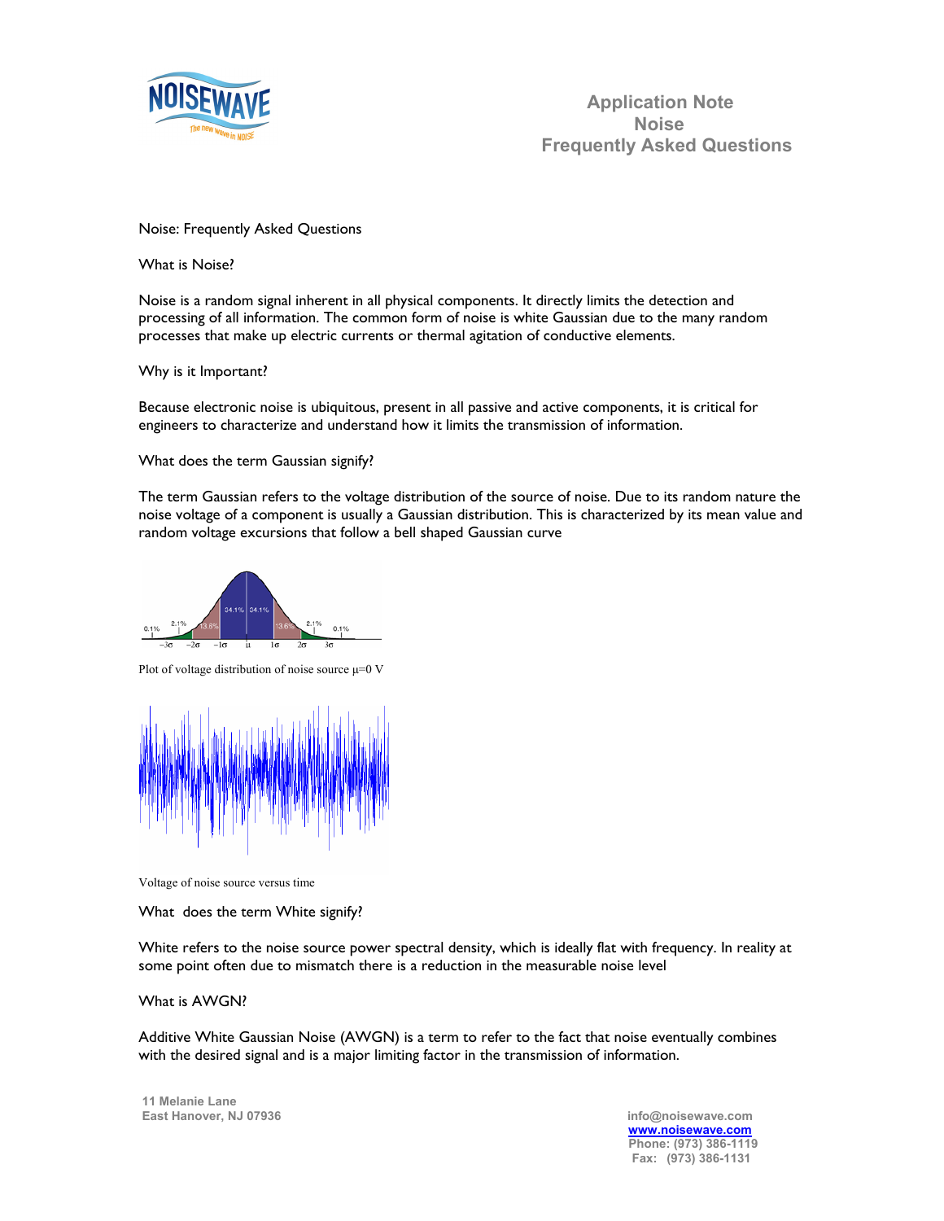# Application Note
# Noise
# Frequently Asked Questions

Noise: Frequently Asked Questions

## What is Noise?

Noise is a random signal inherent in all physical components. It directly limits the detection and processing of all information. The common form of noise is white Gaussian due to the many random processes that make up electric currents or thermal agitation of conductive elements.

## Why is it Important?

Because electronic noise is ubiquitous, present in all passive and active components, it is critical for engineers to characterize and understand how it limits the transmission of information.

## What does the term Gaussian signify?

The term Gaussian refers to the voltage distribution of the source of noise. Due to its random nature the noise voltage of a component is usually a Gaussian distribution. This is characterized by its mean value and random voltage excursions that follow a bell shaped Gaussian curve

Plot of voltage distribution of noise source $\mu$=0 V

Voltage of noise source versus time

## What does the term White signify?

White refers to the noise source power spectral density, which is ideally flat with frequency. In reality at some point often due to mismatch there is a reduction in the measurable noise level

## What is AWGN?

Additive White Gaussian Noise (AWGN) is a term to refer to the fact that noise eventually combines with the desired signal and is a major limiting factor in the transmission of information.

11 Melanie Lane
East Hanover, NJ 07936

info@noisewave.com
www.noisewave.com
Phone: (973) 386-1119
Fax: (973) 386-1131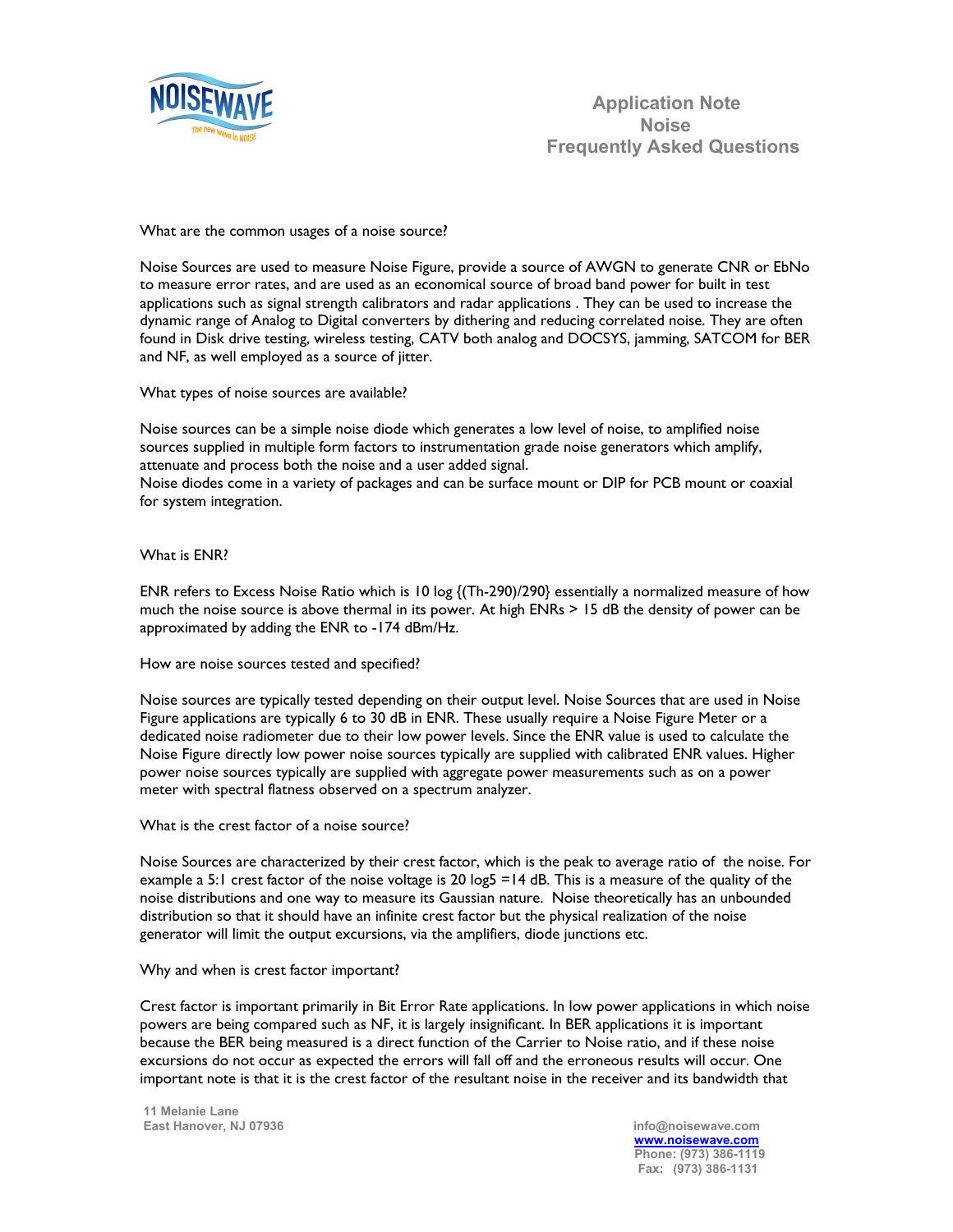# Application Note
# Noise
# Frequently Asked Questions

What are the common usages of a noise source?

Noise Sources are used to measure Noise Figure, provide a source of AWGN to generate CNR or EbNo to measure error rates, and are used as an economical source of broad band power for built in test applications such as signal strength calibrators and radar applications . They can be used to increase the dynamic range of Analog to Digital converters by dithering and reducing correlated noise. They are often found in Disk drive testing, wireless testing, CATV both analog and DOCSYS, jamming, SATCOM for BER and NF, as well employed as a source of jitter.

What types of noise sources are available?

Noise sources can be a simple noise diode which generates a low level of noise, to amplified noise sources supplied in multiple form factors to instrumentation grade noise generators which amplify, attenuate and process both the noise and a user added signal.
Noise diodes come in a variety of packages and can be surface mount or DIP for PCB mount or coaxial for system integration.

What is ENR?

ENR refers to Excess Noise Ratio which is 10 log {(Th-290)/290} essentially a normalized measure of how much the noise source is above thermal in its power. At high ENRs > 15 dB the density of power can be approximated by adding the ENR to -174 dBm/Hz.

How are noise sources tested and specified?

Noise sources are typically tested depending on their output level. Noise Sources that are used in Noise Figure applications are typically 6 to 30 dB in ENR. These usually require a Noise Figure Meter or a dedicated noise radiometer due to their low power levels. Since the ENR value is used to calculate the Noise Figure directly low power noise sources typically are supplied with calibrated ENR values. Higher power noise sources typically are supplied with aggregate power measurements such as on a power meter with spectral flatness observed on a spectrum analyzer.

What is the crest factor of a noise source?

Noise Sources are characterized by their crest factor, which is the peak to average ratio of the noise. For example a 5:1 crest factor of the noise voltage is 20 log5 =14 dB. This is a measure of the quality of the noise distributions and one way to measure its Gaussian nature. Noise theoretically has an unbounded distribution so that it should have an infinite crest factor but the physical realization of the noise generator will limit the output excursions, via the amplifiers, diode junctions etc.

Why and when is crest factor important?

Crest factor is important primarily in Bit Error Rate applications. In low power applications in which noise powers are being compared such as NF, it is largely insignificant. In BER applications it is important because the BER being measured is a direct function of the Carrier to Noise ratio, and if these noise excursions do not occur as expected the errors will fall off and the erroneous results will occur. One important note is that it is the crest factor of the resultant noise in the receiver and its bandwidth that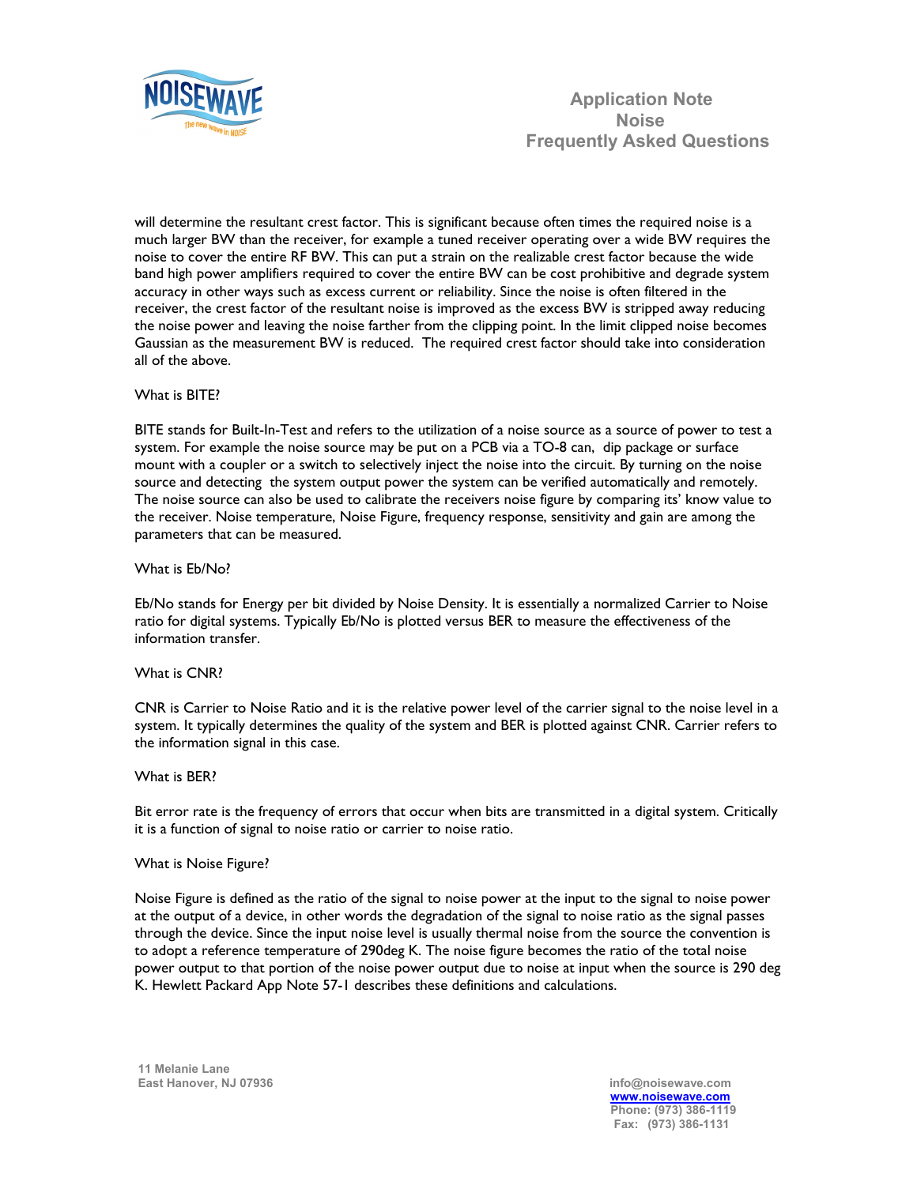will determine the resultant crest factor. This is significant because often times the required noise is a much larger BW than the receiver, for example a tuned receiver operating over a wide BW requires the noise to cover the entire RF BW. This can put a strain on the realizable crest factor because the wide band high power amplifiers required to cover the entire BW can be cost prohibitive and degrade system accuracy in other ways such as excess current or reliability. Since the noise is often filtered in the receiver, the crest factor of the resultant noise is improved as the excess BW is stripped away reducing the noise power and leaving the noise farther from the clipping point. In the limit clipped noise becomes Gaussian as the measurement BW is reduced. The required crest factor should take into consideration all of the above.

### What is BITE?

BITE stands for Built-In-Test and refers to the utilization of a noise source as a source of power to test a system. For example the noise source may be put on a PCB via a TO-8 can, dip package or surface mount with a coupler or a switch to selectively inject the noise into the circuit. By turning on the noise source and detecting the system output power the system can be verified automatically and remotely. The noise source can also be used to calibrate the receivers noise figure by comparing its' know value to the receiver. Noise temperature, Noise Figure, frequency response, sensitivity and gain are among the parameters that can be measured.

### What is Eb/No?

Eb/No stands for Energy per bit divided by Noise Density. It is essentially a normalized Carrier to Noise ratio for digital systems. Typically Eb/No is plotted versus BER to measure the effectiveness of the information transfer.

### What is CNR?

CNR is Carrier to Noise Ratio and it is the relative power level of the carrier signal to the noise level in a system. It typically determines the quality of the system and BER is plotted against CNR. Carrier refers to the information signal in this case.

### What is BER?

Bit error rate is the frequency of errors that occur when bits are transmitted in a digital system. Critically it is a function of signal to noise ratio or carrier to noise ratio.

### What is Noise Figure?

Noise Figure is defined as the ratio of the signal to noise power at the input to the signal to noise power at the output of a device, in other words the degradation of the signal to noise ratio as the signal passes through the device. Since the input noise level is usually thermal noise from the source the convention is to adopt a reference temperature of 290deg K. The noise figure becomes the ratio of the total noise power output to that portion of the noise power output due to noise at input when the source is 290 deg K. Hewlett Packard App Note 57-1 describes these definitions and calculations.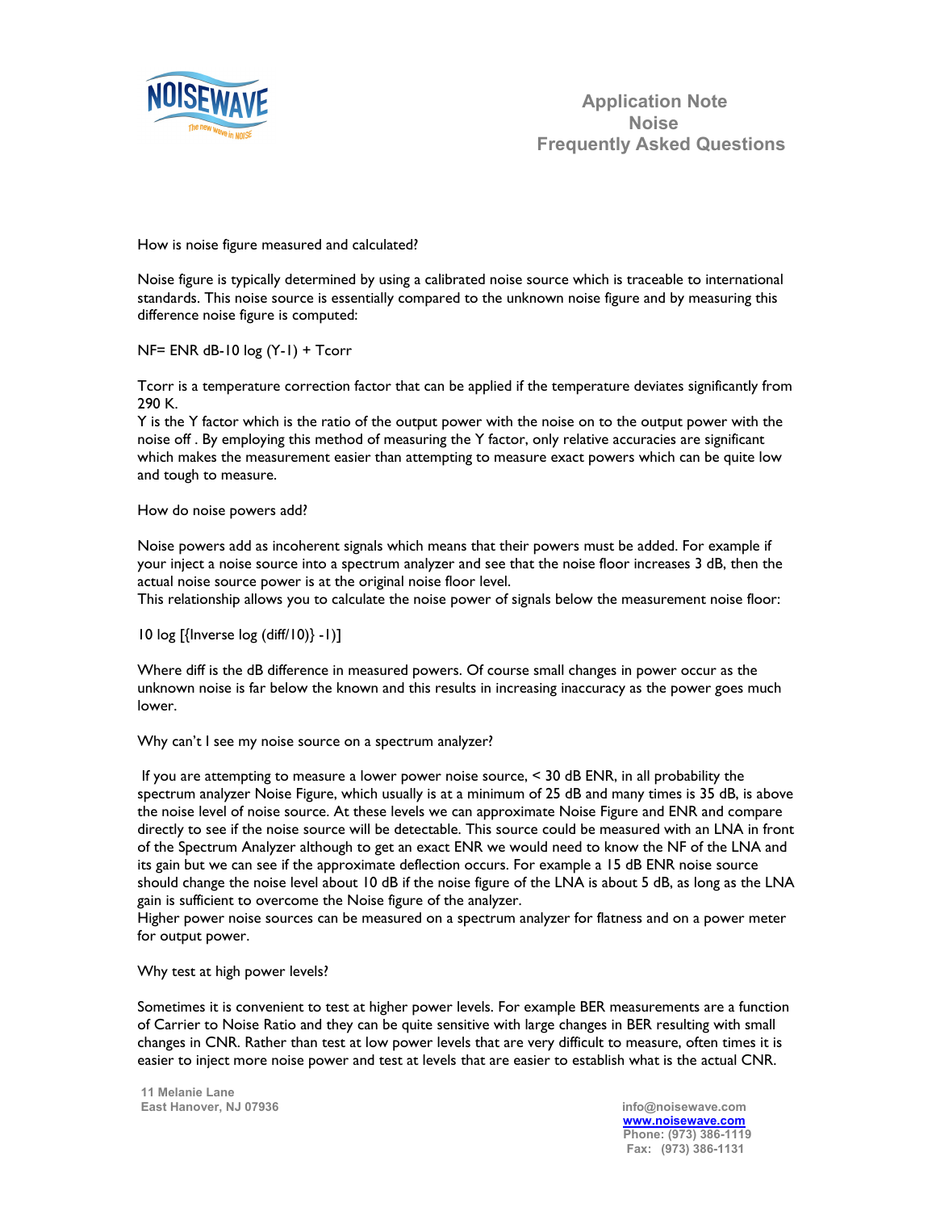How is noise figure measured and calculated?

Noise figure is typically determined by using a calibrated noise source which is traceable to international standards. This noise source is essentially compared to the unknown noise figure and by measuring this difference noise figure is computed:

$$NF = ENR\ dB - 10 \log (Y-1) + T_{corr}$$

$T_{corr}$ is a temperature correction factor that can be applied if the temperature deviates significantly from 290 K.
Y is the Y factor which is the ratio of the output power with the noise on to the output power with the noise off . By employing this method of measuring the Y factor, only relative accuracies are significant which makes the measurement easier than attempting to measure exact powers which can be quite low and tough to measure.

How do noise powers add?

Noise powers add as incoherent signals which means that their powers must be added. For example if your inject a noise source into a spectrum analyzer and see that the noise floor increases 3 dB, then the actual noise source power is at the original noise floor level.
This relationship allows you to calculate the noise power of signals below the measurement noise floor:

$$10 \log [\{\text{Inverse log } (diff/10)\} - 1)]$$

Where diff is the dB difference in measured powers. Of course small changes in power occur as the unknown noise is far below the known and this results in increasing inaccuracy as the power goes much lower.

Why can't I see my noise source on a spectrum analyzer?

If you are attempting to measure a lower power noise source, < 30 dB ENR, in all probability the spectrum analyzer Noise Figure, which usually is at a minimum of 25 dB and many times is 35 dB, is above the noise level of noise source. At these levels we can approximate Noise Figure and ENR and compare directly to see if the noise source will be detectable. This source could be measured with an LNA in front of the Spectrum Analyzer although to get an exact ENR we would need to know the NF of the LNA and its gain but we can see if the approximate deflection occurs. For example a 15 dB ENR noise source should change the noise level about 10 dB if the noise figure of the LNA is about 5 dB, as long as the LNA gain is sufficient to overcome the Noise figure of the analyzer.
Higher power noise sources can be measured on a spectrum analyzer for flatness and on a power meter for output power.

Why test at high power levels?

Sometimes it is convenient to test at higher power levels. For example BER measurements are a function of Carrier to Noise Ratio and they can be quite sensitive with large changes in BER resulting with small changes in CNR. Rather than test at low power levels that are very difficult to measure, often times it is easier to inject more noise power and test at levels that are easier to establish what is the actual CNR.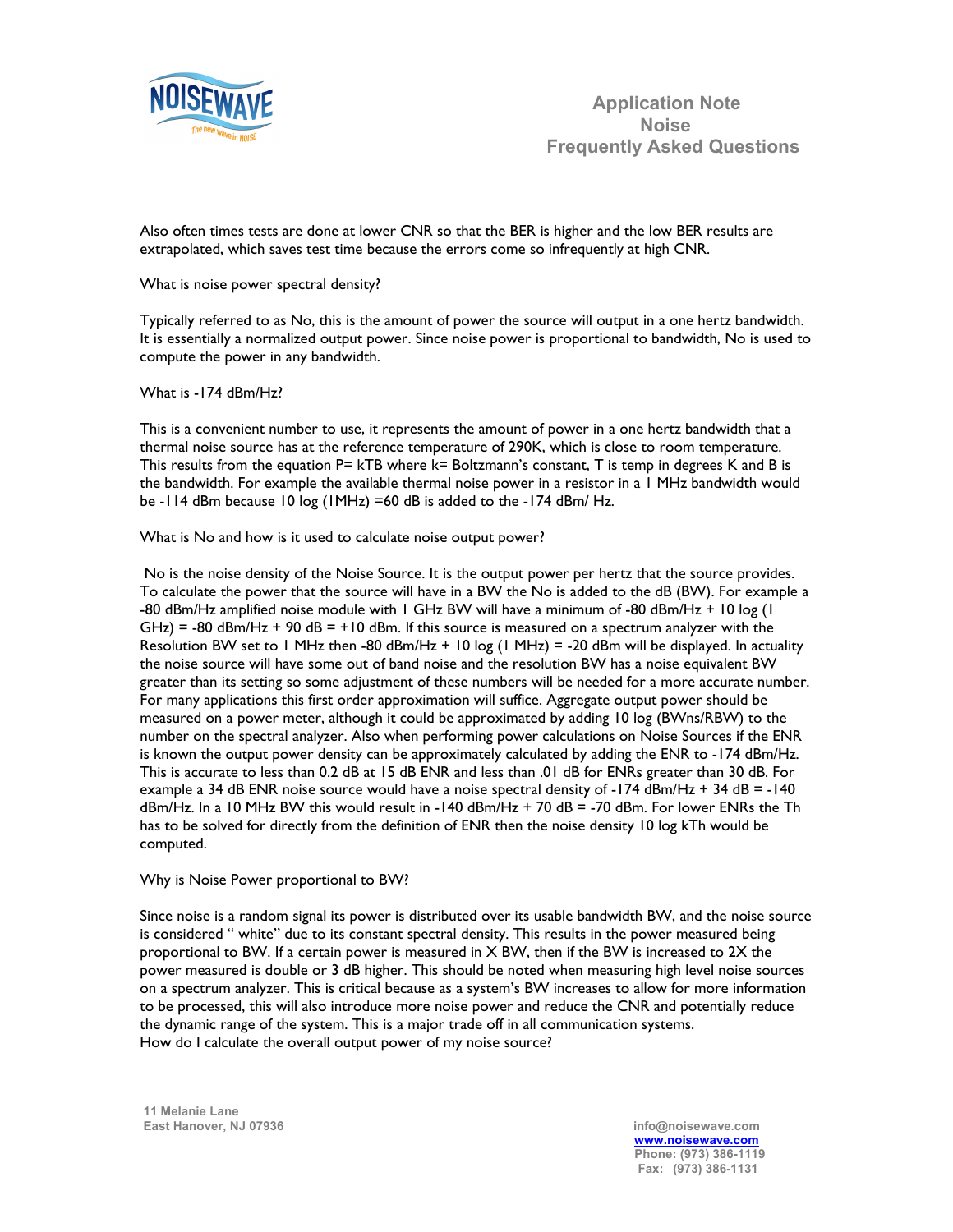Also often times tests are done at lower CNR so that the BER is higher and the low BER results are extrapolated, which saves test time because the errors come so infrequently at high CNR.

What is noise power spectral density?

Typically referred to as No, this is the amount of power the source will output in a one hertz bandwidth. It is essentially a normalized output power. Since noise power is proportional to bandwidth, No is used to compute the power in any bandwidth.

What is -174 dBm/Hz?

This is a convenient number to use, it represents the amount of power in a one hertz bandwidth that a thermal noise source has at the reference temperature of 290K, which is close to room temperature. This results from the equation P= kTB where k= Boltzmann's constant, T is temp in degrees K and B is the bandwidth. For example the available thermal noise power in a resistor in a 1 MHz bandwidth would be -114 dBm because 10 log (1MHz) =60 dB is added to the -174 dBm/ Hz.

What is No and how is it used to calculate noise output power?

No is the noise density of the Noise Source. It is the output power per hertz that the source provides. To calculate the power that the source will have in a BW the No is added to the dB (BW). For example a -80 dBm/Hz amplified noise module with 1 GHz BW will have a minimum of -80 dBm/Hz + 10 log (1 GHz) = -80 dBm/Hz + 90 dB = +10 dBm. If this source is measured on a spectrum analyzer with the Resolution BW set to 1 MHz then -80 dBm/Hz + 10 log (1 MHz) = -20 dBm will be displayed. In actuality the noise source will have some out of band noise and the resolution BW has a noise equivalent BW greater than its setting so some adjustment of these numbers will be needed for a more accurate number. For many applications this first order approximation will suffice. Aggregate output power should be measured on a power meter, although it could be approximated by adding 10 log (BWns/RBW) to the number on the spectral analyzer. Also when performing power calculations on Noise Sources if the ENR is known the output power density can be approximately calculated by adding the ENR to -174 dBm/Hz. This is accurate to less than 0.2 dB at 15 dB ENR and less than .01 dB for ENRs greater than 30 dB. For example a 34 dB ENR noise source would have a noise spectral density of -174 dBm/Hz + 34 dB = -140 dBm/Hz. In a 10 MHz BW this would result in -140 dBm/Hz + 70 dB = -70 dBm. For lower ENRs the Th has to be solved for directly from the definition of ENR then the noise density 10 log kTh would be computed.

Why is Noise Power proportional to BW?

Since noise is a random signal its power is distributed over its usable bandwidth BW, and the noise source is considered " white" due to its constant spectral density. This results in the power measured being proportional to BW. If a certain power is measured in X BW, then if the BW is increased to 2X the power measured is double or 3 dB higher. This should be noted when measuring high level noise sources on a spectrum analyzer. This is critical because as a system's BW increases to allow for more information to be processed, this will also introduce more noise power and reduce the CNR and potentially reduce the dynamic range of the system. This is a major trade off in all communication systems.

How do I calculate the overall output power of my noise source?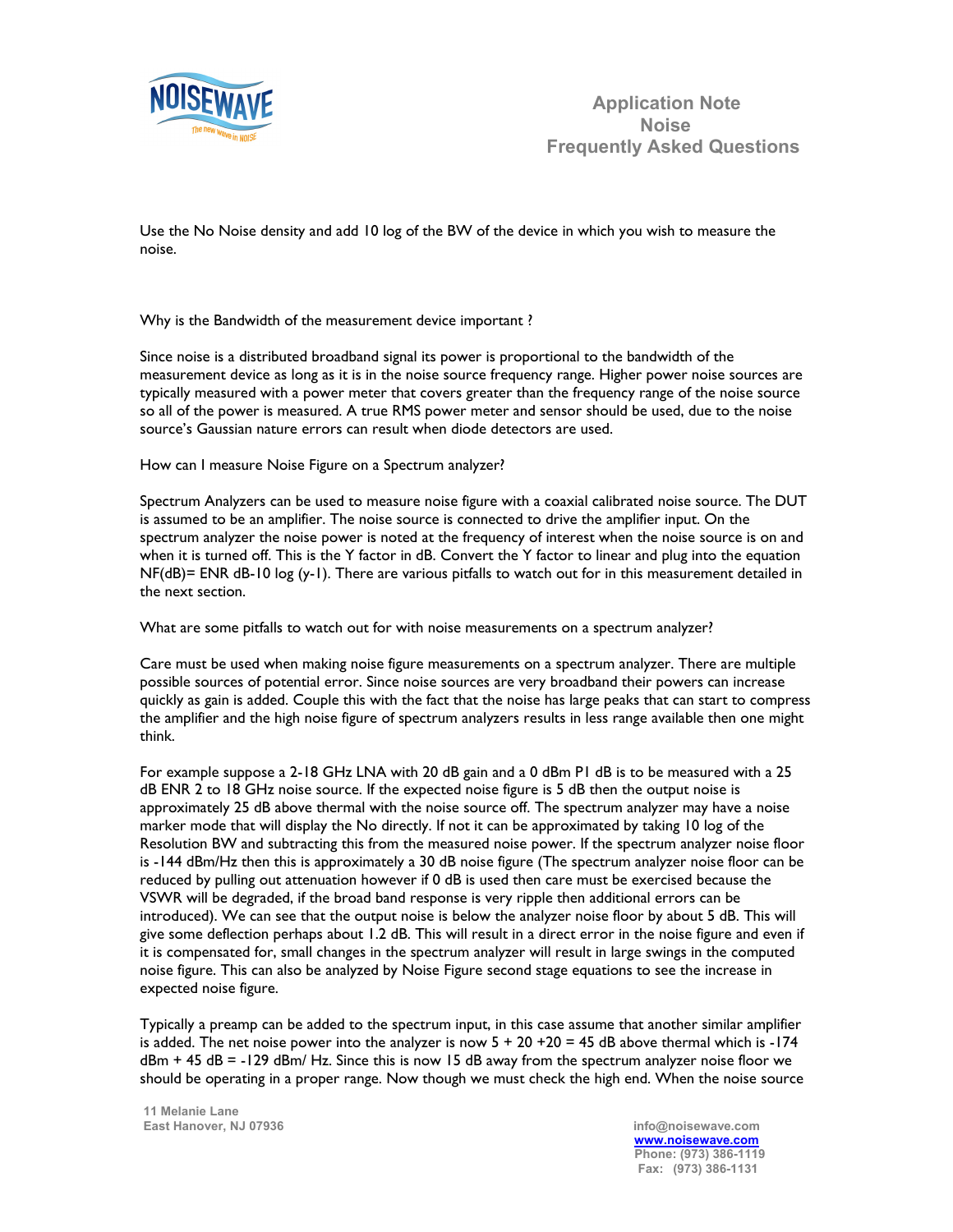Use the No Noise density and add 10 log of the BW of the device in which you wish to measure the noise.

Why is the Bandwidth of the measurement device important ?

Since noise is a distributed broadband signal its power is proportional to the bandwidth of the measurement device as long as it is in the noise source frequency range. Higher power noise sources are typically measured with a power meter that covers greater than the frequency range of the noise source so all of the power is measured. A true RMS power meter and sensor should be used, due to the noise source's Gaussian nature errors can result when diode detectors are used.

How can I measure Noise Figure on a Spectrum analyzer?

Spectrum Analyzers can be used to measure noise figure with a coaxial calibrated noise source. The DUT is assumed to be an amplifier. The noise source is connected to drive the amplifier input. On the spectrum analyzer the noise power is noted at the frequency of interest when the noise source is on and when it is turned off. This is the Y factor in dB. Convert the Y factor to linear and plug into the equation NF(dB)= ENR dB-10 log (y-1). There are various pitfalls to watch out for in this measurement detailed in the next section.

What are some pitfalls to watch out for with noise measurements on a spectrum analyzer?

Care must be used when making noise figure measurements on a spectrum analyzer. There are multiple possible sources of potential error. Since noise sources are very broadband their powers can increase quickly as gain is added. Couple this with the fact that the noise has large peaks that can start to compress the amplifier and the high noise figure of spectrum analyzers results in less range available then one might think.

For example suppose a 2-18 GHz LNA with 20 dB gain and a 0 dBm P1 dB is to be measured with a 25 dB ENR 2 to 18 GHz noise source. If the expected noise figure is 5 dB then the output noise is approximately 25 dB above thermal with the noise source off. The spectrum analyzer may have a noise marker mode that will display the No directly. If not it can be approximated by taking 10 log of the Resolution BW and subtracting this from the measured noise power. If the spectrum analyzer noise floor is -144 dBm/Hz then this is approximately a 30 dB noise figure (The spectrum analyzer noise floor can be reduced by pulling out attenuation however if 0 dB is used then care must be exercised because the VSWR will be degraded, if the broad band response is very ripple then additional errors can be introduced). We can see that the output noise is below the analyzer noise floor by about 5 dB. This will give some deflection perhaps about 1.2 dB. This will result in a direct error in the noise figure and even if it is compensated for, small changes in the spectrum analyzer will result in large swings in the computed noise figure. This can also be analyzed by Noise Figure second stage equations to see the increase in expected noise figure.

Typically a preamp can be added to the spectrum input, in this case assume that another similar amplifier is added. The net noise power into the analyzer is now 5 + 20 +20 = 45 dB above thermal which is -174 dBm + 45 dB = -129 dBm/ Hz. Since this is now 15 dB away from the spectrum analyzer noise floor we should be operating in a proper range. Now though we must check the high end. When the noise source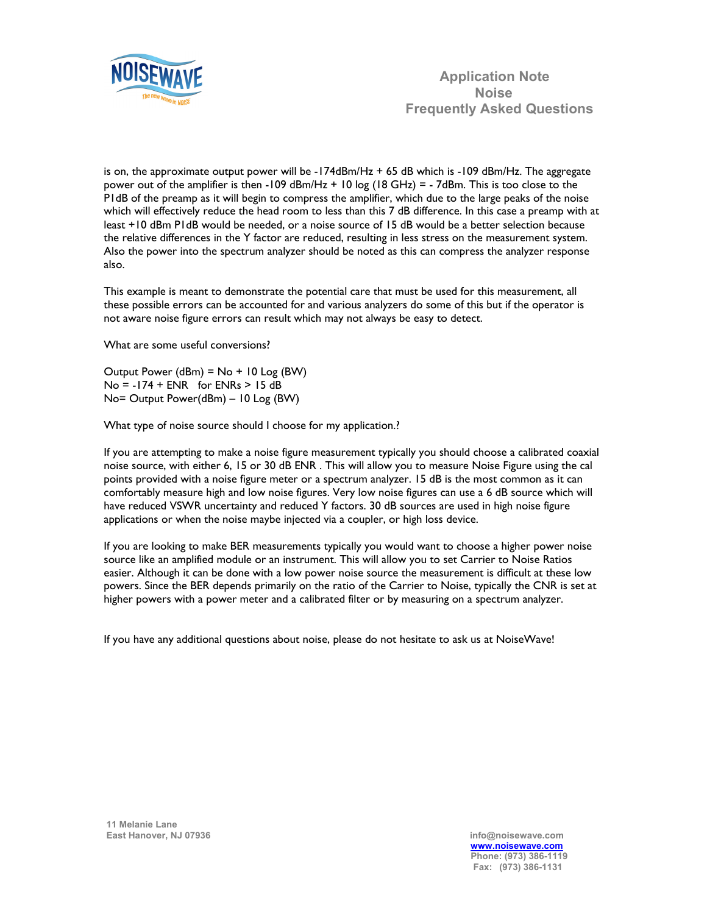is on, the approximate output power will be -174dBm/Hz + 65 dB which is -109 dBm/Hz. The aggregate power out of the amplifier is then -109 dBm/Hz + 10 log (18 GHz) = - 7dBm. This is too close to the P1dB of the preamp as it will begin to compress the amplifier, which due to the large peaks of the noise which will effectively reduce the head room to less than this 7 dB difference. In this case a preamp with at least +10 dBm P1dB would be needed, or a noise source of 15 dB would be a better selection because the relative differences in the Y factor are reduced, resulting in less stress on the measurement system. Also the power into the spectrum analyzer should be noted as this can compress the analyzer response also.

This example is meant to demonstrate the potential care that must be used for this measurement, all these possible errors can be accounted for and various analyzers do some of this but if the operator is not aware noise figure errors can result which may not always be easy to detect.

What are some useful conversions?

Output Power (dBm) = No + 10 Log (BW)
No = -174 + ENR   for ENRs > 15 dB
No= Output Power(dBm) – 10 Log (BW)

What type of noise source should I choose for my application.?

If you are attempting to make a noise figure measurement typically you should choose a calibrated coaxial noise source, with either 6, 15 or 30 dB ENR . This will allow you to measure Noise Figure using the cal points provided with a noise figure meter or a spectrum analyzer. 15 dB is the most common as it can comfortably measure high and low noise figures. Very low noise figures can use a 6 dB source which will have reduced VSWR uncertainty and reduced Y factors. 30 dB sources are used in high noise figure applications or when the noise maybe injected via a coupler, or high loss device.

If you are looking to make BER measurements typically you would want to choose a higher power noise source like an amplified module or an instrument. This will allow you to set Carrier to Noise Ratios easier. Although it can be done with a low power noise source the measurement is difficult at these low powers. Since the BER depends primarily on the ratio of the Carrier to Noise, typically the CNR is set at higher powers with a power meter and a calibrated filter or by measuring on a spectrum analyzer.

If you have any additional questions about noise, please do not hesitate to ask us at NoiseWave!